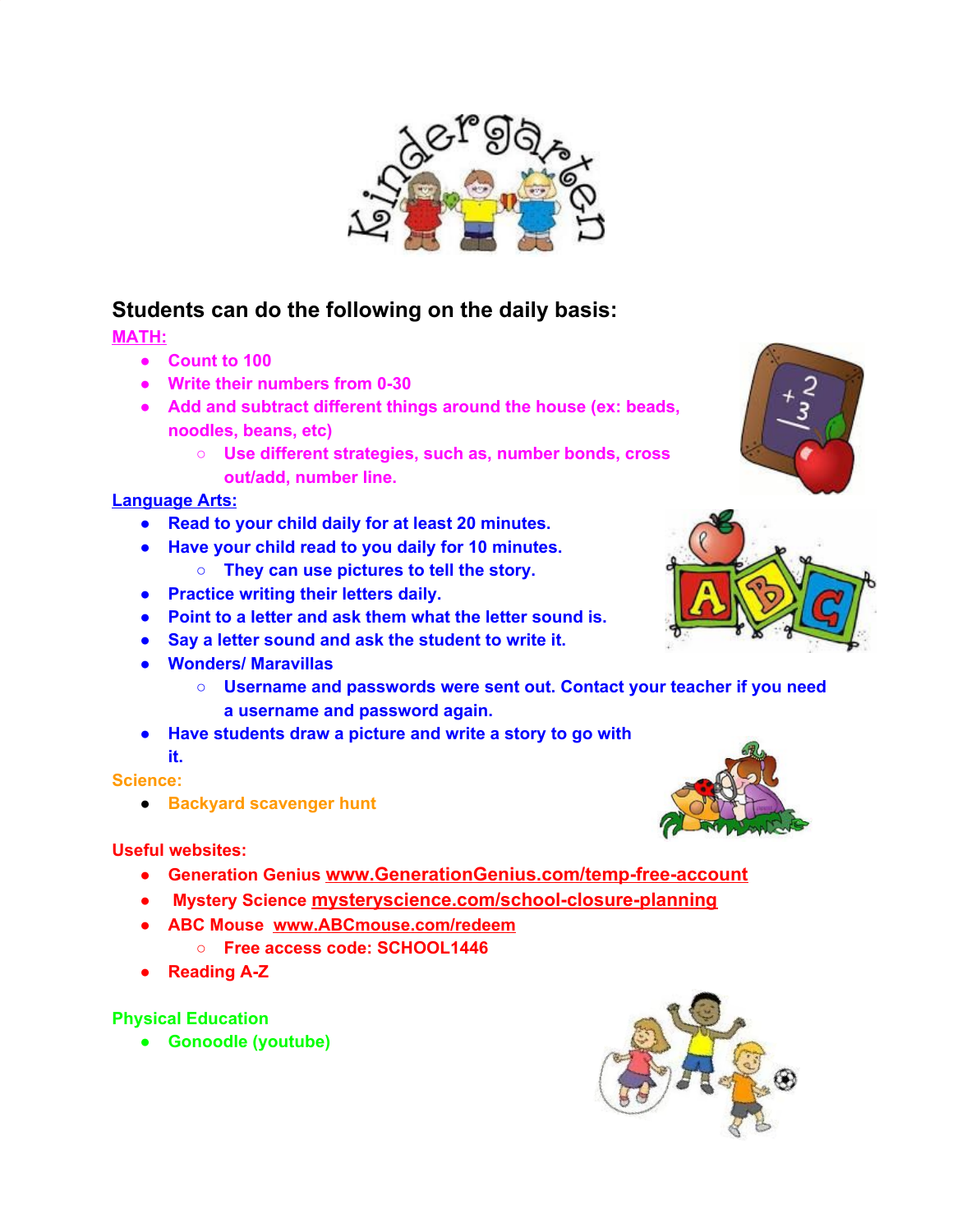## Students can do the following on the daily basis:

**MATH:**

- **Count to 100**
- **Write their numbers from 0-30**
- **Add and subtract different things around the house (ex: beads, noodles, beans, etc)**
  - **Use different strategies, such as, number bonds, cross out/add, number line.**

**Language Arts:**

- **Read to your child daily for at least 20 minutes.**
- **Have your child read to you daily for 10 minutes.**
  - **They can use pictures to tell the story.**
- **Practice writing their letters daily.**
- **Point to a letter and ask them what the letter sound is.**
- **Say a letter sound and ask the student to write it.**
- **Wonders/ Maravillas**
  - **Username and passwords were sent out. Contact your teacher if you need a username and password again.**
- **Have students draw a picture and write a story to go with it.**

**Science:**

- **Backyard scavenger hunt**

**Useful websites:**

- **Generation Genius www.GenerationGenius.com/temp-free-account**
- **Mystery Science mysteryscience.com/school-closure-planning**
- **ABC Mouse www.ABCmouse.com/redeem**
  - **Free access code: SCHOOL1446**
- **Reading A-Z**

**Physical Education**

- **Gonoodle (youtube)**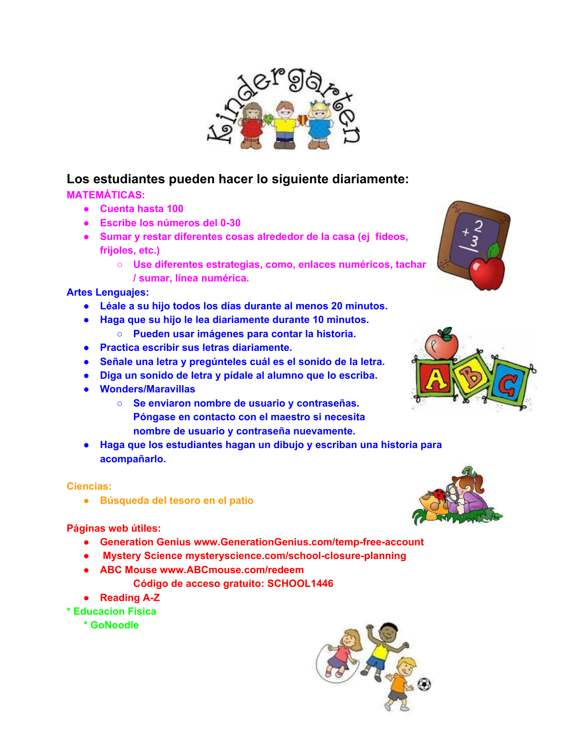Kindergarten

## Los estudiantes pueden hacer lo siguiente diariamente:

**MATEMÁTICAS:**

- **Cuenta hasta 100**
- **Escribe los números del 0-30**
- **Sumar y restar diferentes cosas alrededor de la casa (ej fideos, frijoles, etc.)**
  - **Use diferentes estrategias, como, enlaces numéricos, tachar / sumar, línea numérica.**

**Artes Lenguajes:**

- **Léale a su hijo todos los días durante al menos 20 minutos.**
- **Haga que su hijo le lea diariamente durante 10 minutos.**
  - **Pueden usar imágenes para contar la historia.**
- **Practica escribir sus letras diariamente.**
- **Señale una letra y pregúnteles cuál es el sonido de la letra.**
- **Diga un sonido de letra y pídale al alumno que lo escriba.**
- **Wonders/Maravillas**
  - **Se enviaron nombre de usuario y contraseñas. Póngase en contacto con el maestro si necesita nombre de usuario y contraseña nuevamente.**
- **Haga que los estudiantes hagan un dibujo y escriban una historia para acompañarlo.**

**Ciencias:**

- **Búsqueda del tesoro en el patio**

**Páginas web útiles:**

- **Generation Genius www.GenerationGenius.com/temp-free-account**
- **Mystery Science mysteryscience.com/school-closure-planning**
- **ABC Mouse www.ABCmouse.com/redeem**
  **Código de acceso gratuito: SCHOOL1446**
- **Reading A-Z**

**\* Educacion Fisica**

**\* GoNoodle**